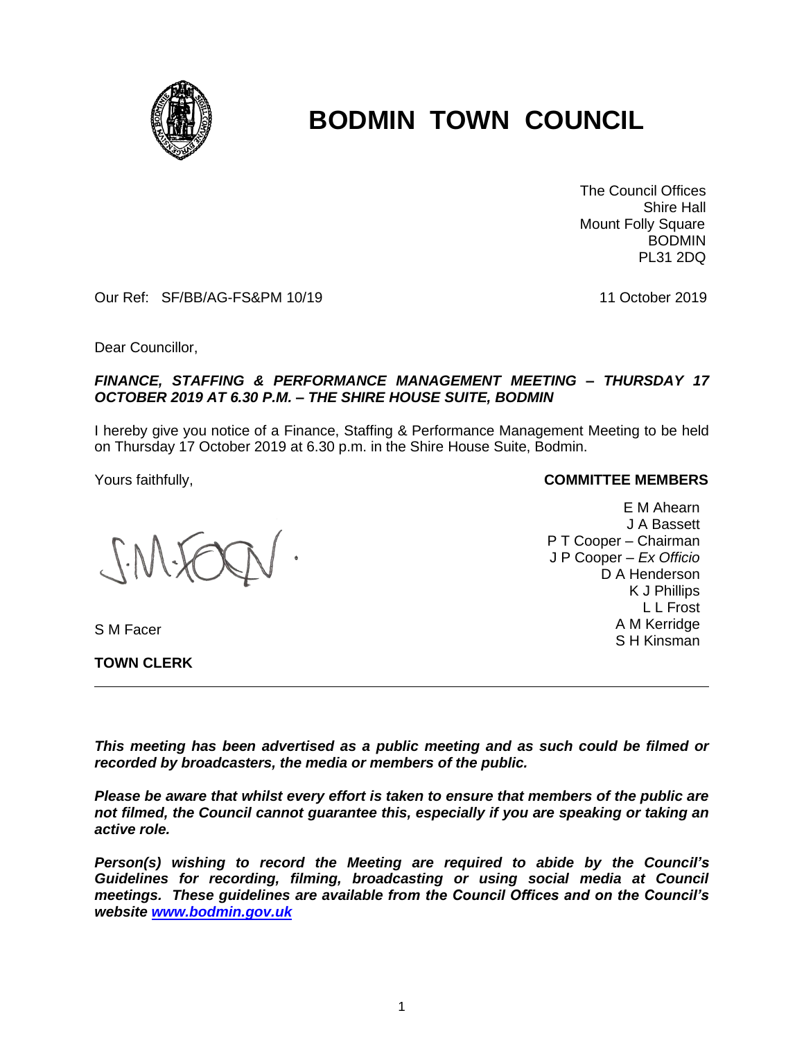# BODMIN TOWN COUNCIL

The Council Offices
Shire Hall
Mount Folly Square
BODMIN
PL31 2DQ

Our Ref: SF/BB/AG-FS&PM 10/19

11 October 2019

Dear Councillor,

***FINANCE, STAFFING & PERFORMANCE MANAGEMENT MEETING – THURSDAY 17 OCTOBER 2019 AT 6.30 P.M. – THE SHIRE HOUSE SUITE, BODMIN***

I hereby give you notice of a Finance, Staffing & Performance Management Meeting to be held on Thursday 17 October 2019 at 6.30 p.m. in the Shire House Suite, Bodmin.

Yours faithfully,

S M Facer

**TOWN CLERK**

**COMMITTEE MEMBERS**

E M Ahearn
J A Bassett
P T Cooper – Chairman
J P Cooper – *Ex Officio*
D A Henderson
K J Phillips
L L Frost
A M Kerridge
S H Kinsman

---

***This meeting has been advertised as a public meeting and as such could be filmed or recorded by broadcasters, the media or members of the public.***

***Please be aware that whilst every effort is taken to ensure that members of the public are not filmed, the Council cannot guarantee this, especially if you are speaking or taking an active role.***

***Person(s) wishing to record the Meeting are required to abide by the Council's Guidelines for recording, filming, broadcasting or using social media at Council meetings. These guidelines are available from the Council Offices and on the Council's website [www.bodmin.gov.uk](http://www.bodmin.gov.uk)***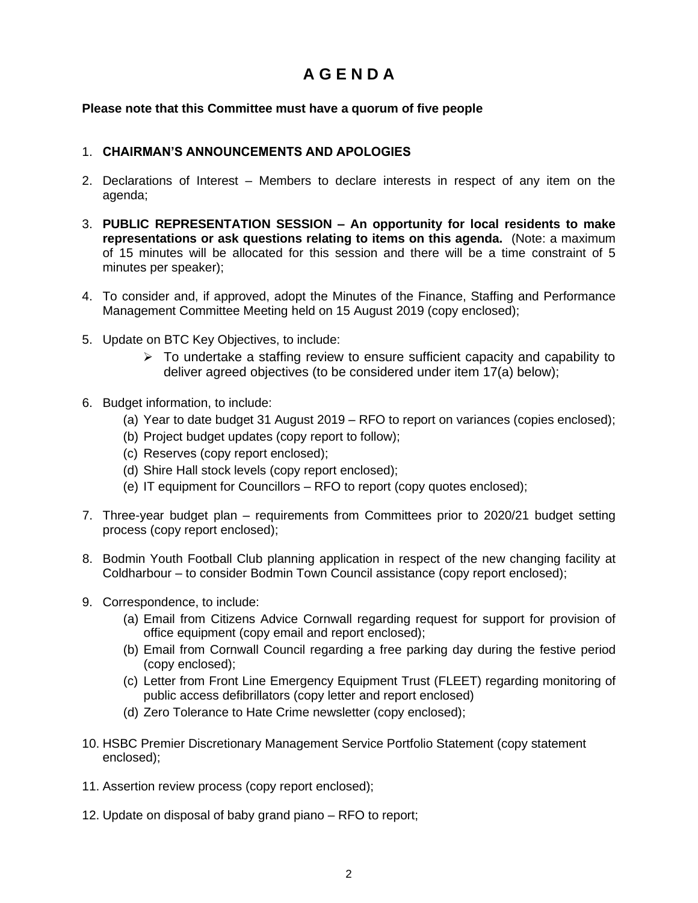# A G E N D A

**Please note that this Committee must have a quorum of five people**

1. **CHAIRMAN'S ANNOUNCEMENTS AND APOLOGIES**

2. Declarations of Interest – Members to declare interests in respect of any item on the agenda;

3. **PUBLIC REPRESENTATION SESSION – An opportunity for local residents to make representations or ask questions relating to items on this agenda.** (Note: a maximum of 15 minutes will be allocated for this session and there will be a time constraint of 5 minutes per speaker);

4. To consider and, if approved, adopt the Minutes of the Finance, Staffing and Performance Management Committee Meeting held on 15 August 2019 (copy enclosed);

5. Update on BTC Key Objectives, to include:
   - To undertake a staffing review to ensure sufficient capacity and capability to deliver agreed objectives (to be considered under item 17(a) below);

6. Budget information, to include:
   (a) Year to date budget 31 August 2019 – RFO to report on variances (copies enclosed);
   (b) Project budget updates (copy report to follow);
   (c) Reserves (copy report enclosed);
   (d) Shire Hall stock levels (copy report enclosed);
   (e) IT equipment for Councillors – RFO to report (copy quotes enclosed);

7. Three-year budget plan – requirements from Committees prior to 2020/21 budget setting process (copy report enclosed);

8. Bodmin Youth Football Club planning application in respect of the new changing facility at Coldharbour – to consider Bodmin Town Council assistance (copy report enclosed);

9. Correspondence, to include:
   (a) Email from Citizens Advice Cornwall regarding request for support for provision of office equipment (copy email and report enclosed);
   (b) Email from Cornwall Council regarding a free parking day during the festive period (copy enclosed);
   (c) Letter from Front Line Emergency Equipment Trust (FLEET) regarding monitoring of public access defibrillators (copy letter and report enclosed)
   (d) Zero Tolerance to Hate Crime newsletter (copy enclosed);

10. HSBC Premier Discretionary Management Service Portfolio Statement (copy statement enclosed);

11. Assertion review process (copy report enclosed);

12. Update on disposal of baby grand piano – RFO to report;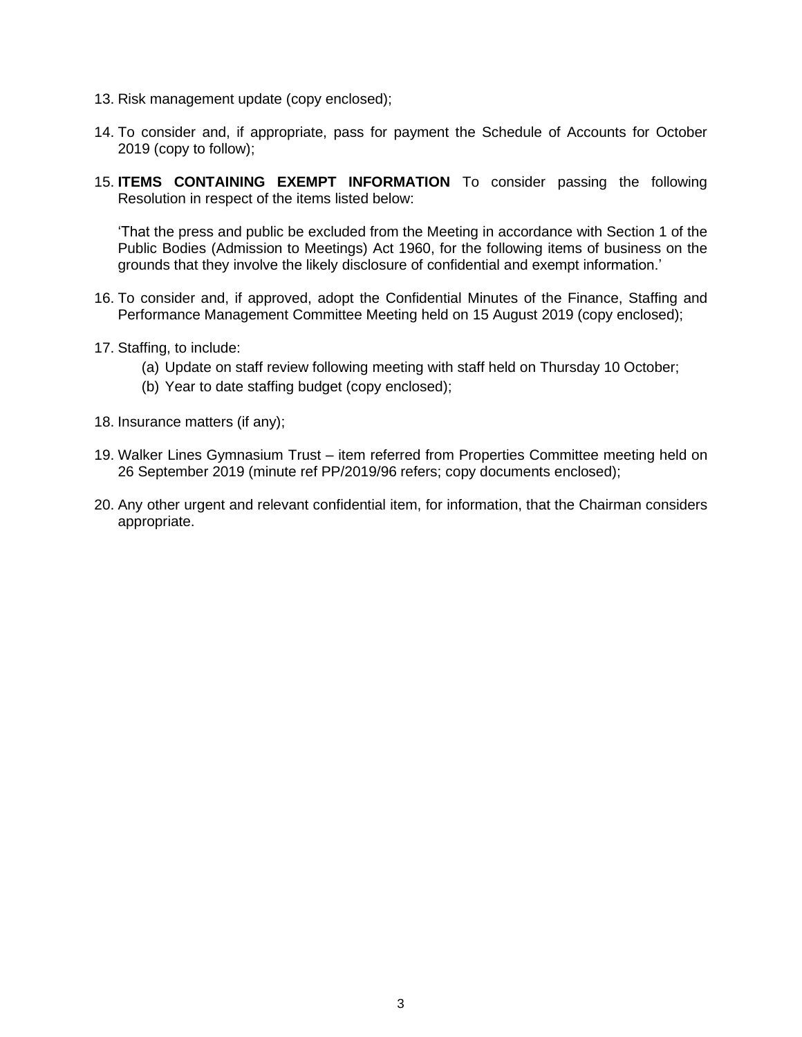13. Risk management update (copy enclosed);

14. To consider and, if appropriate, pass for payment the Schedule of Accounts for October 2019 (copy to follow);

15. **ITEMS CONTAINING EXEMPT INFORMATION** To consider passing the following Resolution in respect of the items listed below:

    'That the press and public be excluded from the Meeting in accordance with Section 1 of the Public Bodies (Admission to Meetings) Act 1960, for the following items of business on the grounds that they involve the likely disclosure of confidential and exempt information.'

16. To consider and, if approved, adopt the Confidential Minutes of the Finance, Staffing and Performance Management Committee Meeting held on 15 August 2019 (copy enclosed);

17. Staffing, to include:
    (a) Update on staff review following meeting with staff held on Thursday 10 October;
    (b) Year to date staffing budget (copy enclosed);

18. Insurance matters (if any);

19. Walker Lines Gymnasium Trust – item referred from Properties Committee meeting held on 26 September 2019 (minute ref PP/2019/96 refers; copy documents enclosed);

20. Any other urgent and relevant confidential item, for information, that the Chairman considers appropriate.